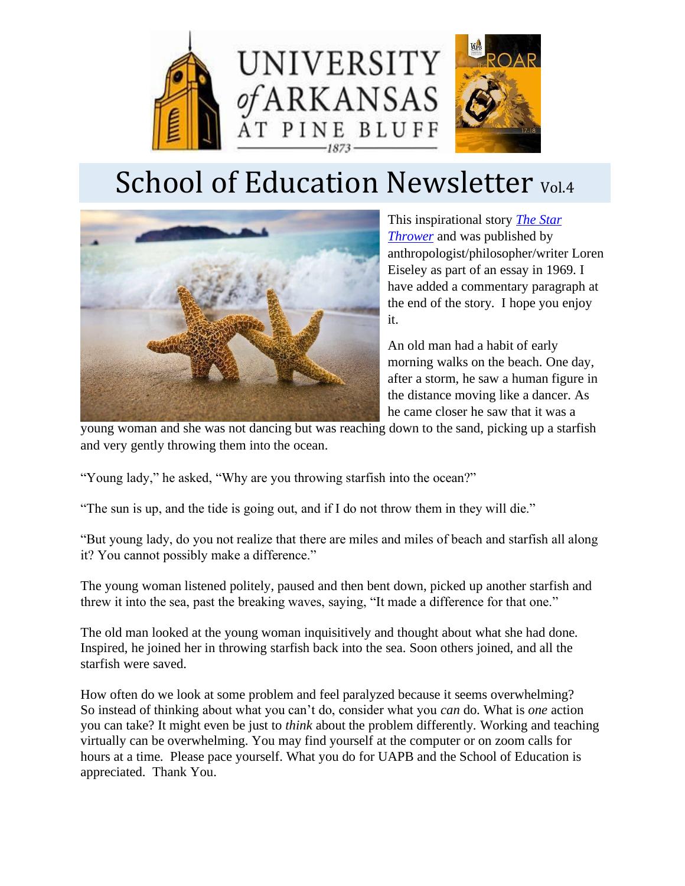UNIVERSITY of ARKANSAS AT PINE BLUFF 1873

# School of Education Newsletter Vol.4

This inspirational story *The Star Thrower* and was published by anthropologist/philosopher/writer Loren Eiseley as part of an essay in 1969. I have added a commentary paragraph at the end of the story. I hope you enjoy it.

An old man had a habit of early morning walks on the beach. One day, after a storm, he saw a human figure in the distance moving like a dancer. As he came closer he saw that it was a young woman and she was not dancing but was reaching down to the sand, picking up a starfish and very gently throwing them into the ocean.

"Young lady," he asked, "Why are you throwing starfish into the ocean?"

"The sun is up, and the tide is going out, and if I do not throw them in they will die."

"But young lady, do you not realize that there are miles and miles of beach and starfish all along it? You cannot possibly make a difference."

The young woman listened politely, paused and then bent down, picked up another starfish and threw it into the sea, past the breaking waves, saying, "It made a difference for that one."

The old man looked at the young woman inquisitively and thought about what she had done. Inspired, he joined her in throwing starfish back into the sea. Soon others joined, and all the starfish were saved.

How often do we look at some problem and feel paralyzed because it seems overwhelming? So instead of thinking about what you can't do, consider what you *can* do. What is *one* action you can take? It might even be just to *think* about the problem differently. Working and teaching virtually can be overwhelming. You may find yourself at the computer or on zoom calls for hours at a time. Please pace yourself. What you do for UAPB and the School of Education is appreciated. Thank You.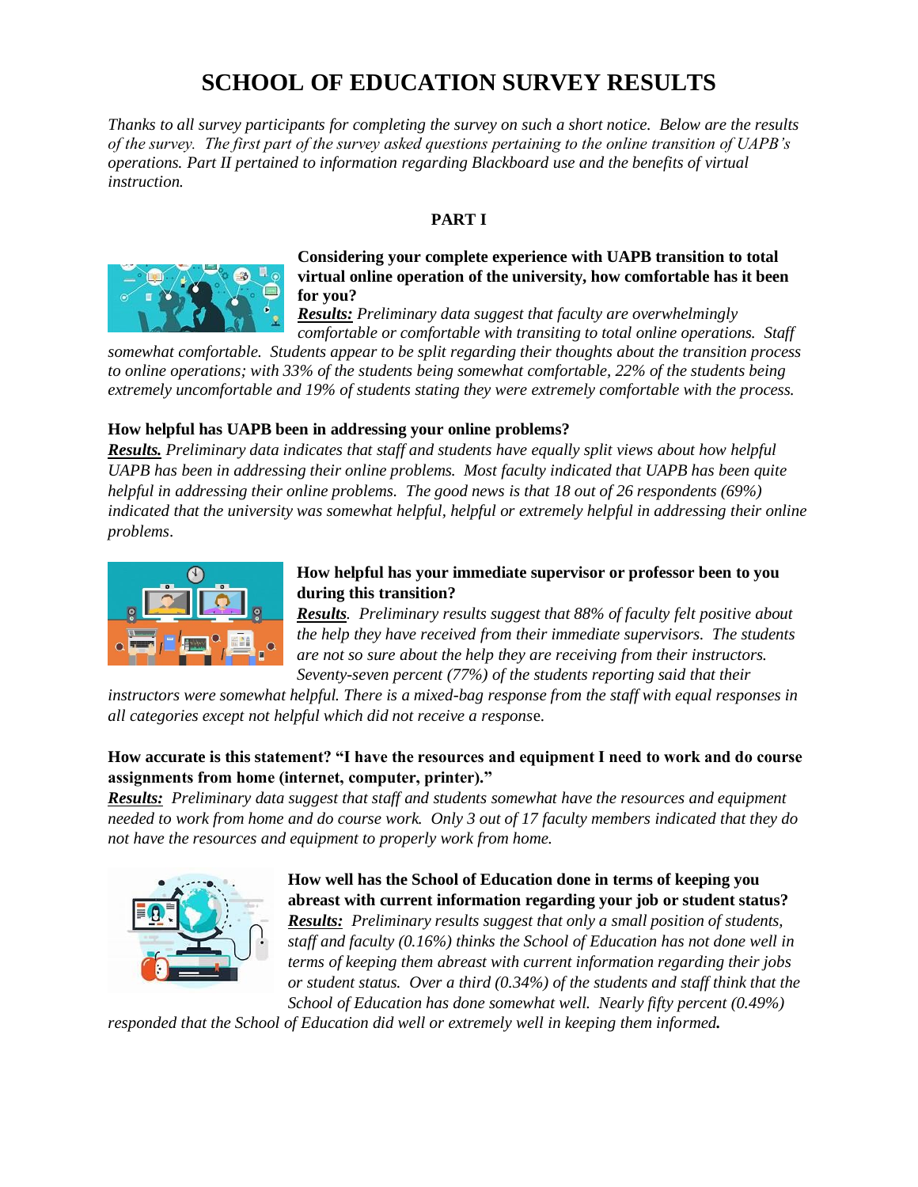# SCHOOL OF EDUCATION SURVEY RESULTS

*Thanks to all survey participants for completing the survey on such a short notice. Below are the results of the survey. The first part of the survey asked questions pertaining to the online transition of UAPB's operations. Part II pertained to information regarding Blackboard use and the benefits of virtual instruction.*

## PART I

**Considering your complete experience with UAPB transition to total virtual online operation of the university, how comfortable has it been for you?**

***Results:*** *Preliminary data suggest that faculty are overwhelmingly comfortable or comfortable with transiting to total online operations. Staff somewhat comfortable. Students appear to be split regarding their thoughts about the transition process to online operations; with 33% of the students being somewhat comfortable, 22% of the students being extremely uncomfortable and 19% of students stating they were extremely comfortable with the process.*

**How helpful has UAPB been in addressing your online problems?**

***Results.*** *Preliminary data indicates that staff and students have equally split views about how helpful UAPB has been in addressing their online problems. Most faculty indicated that UAPB has been quite helpful in addressing their online problems. The good news is that 18 out of 26 respondents (69%) indicated that the university was somewhat helpful, helpful or extremely helpful in addressing their online problems*.

**How helpful has your immediate supervisor or professor been to you during this transition?**

***Results****.* *Preliminary results suggest that 88% of faculty felt positive about the help they have received from their immediate supervisors. The students are not so sure about the help they are receiving from their instructors. Seventy-seven percent (77%) of the students reporting said that their instructors were somewhat helpful. There is a mixed-bag response from the staff with equal responses in all categories except not helpful which did not receive a respons*e.

**How accurate is this statement? "I have the resources and equipment I need to work and do course assignments from home (internet, computer, printer)."**

***Results:*** *Preliminary data suggest that staff and students somewhat have the resources and equipment needed to work from home and do course work. Only 3 out of 17 faculty members indicated that they do not have the resources and equipment to properly work from home.*

**How well has the School of Education done in terms of keeping you abreast with current information regarding your job or student status?**

***Results:*** *Preliminary results suggest that only a small position of students, staff and faculty (0.16%) thinks the School of Education has not done well in terms of keeping them abreast with current information regarding their jobs or student status. Over a third (0.34%) of the students and staff think that the School of Education has done somewhat well. Nearly fifty percent (0.49%) responded that the School of Education did well or extremely well in keeping them informed.*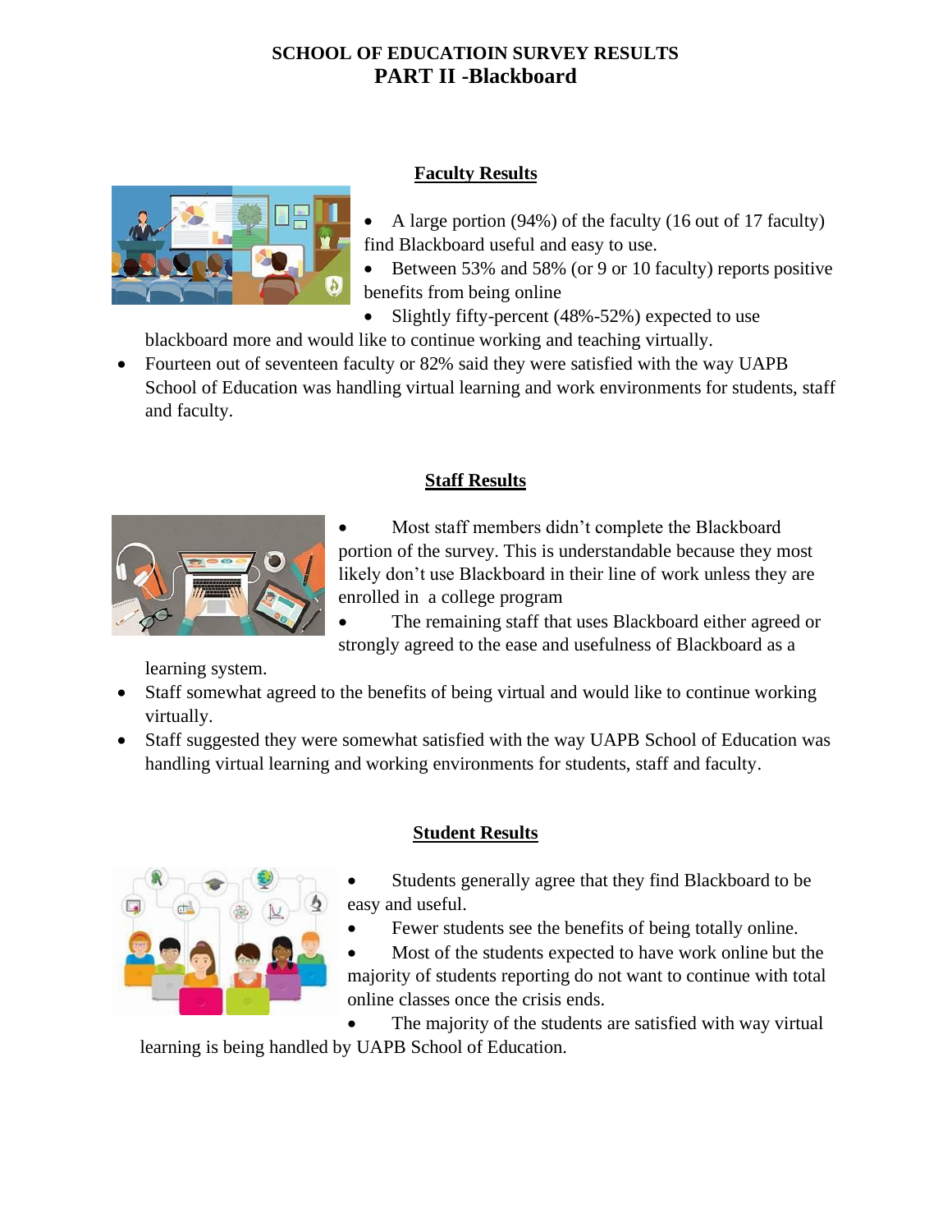# SCHOOL OF EDUCATIOIN SURVEY RESULTS
## PART II -Blackboard

### Faculty Results

- A large portion (94%) of the faculty (16 out of 17 faculty) find Blackboard useful and easy to use.
- Between 53% and 58% (or 9 or 10 faculty) reports positive benefits from being online
- Slightly fifty-percent (48%-52%) expected to use blackboard more and would like to continue working and teaching virtually.
- Fourteen out of seventeen faculty or 82% said they were satisfied with the way UAPB School of Education was handling virtual learning and work environments for students, staff and faculty.

### Staff Results

- Most staff members didn't complete the Blackboard portion of the survey. This is understandable because they most likely don't use Blackboard in their line of work unless they are enrolled in a college program
- The remaining staff that uses Blackboard either agreed or strongly agreed to the ease and usefulness of Blackboard as a learning system.
- Staff somewhat agreed to the benefits of being virtual and would like to continue working virtually.
- Staff suggested they were somewhat satisfied with the way UAPB School of Education was handling virtual learning and working environments for students, staff and faculty.

### Student Results

- Students generally agree that they find Blackboard to be easy and useful.
- Fewer students see the benefits of being totally online.
- Most of the students expected to have work online but the majority of students reporting do not want to continue with total online classes once the crisis ends.
- The majority of the students are satisfied with way virtual learning is being handled by UAPB School of Education.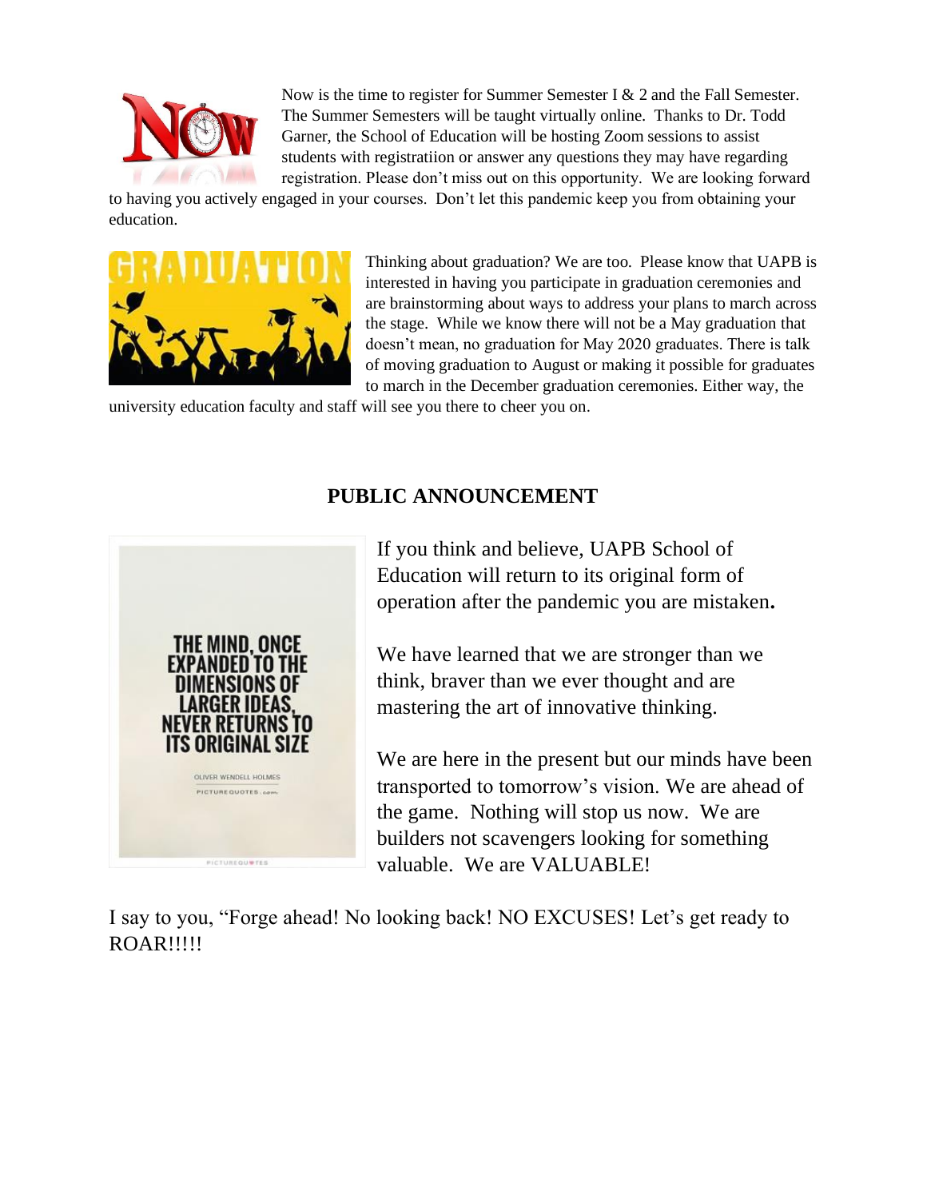Now is the time to register for Summer Semester I & 2 and the Fall Semester. The Summer Semesters will be taught virtually online. Thanks to Dr. Todd Garner, the School of Education will be hosting Zoom sessions to assist students with registratiion or answer any questions they may have regarding registration. Please don't miss out on this opportunity. We are looking forward to having you actively engaged in your courses. Don't let this pandemic keep you from obtaining your education.

Thinking about graduation? We are too. Please know that UAPB is interested in having you participate in graduation ceremonies and are brainstorming about ways to address your plans to march across the stage. While we know there will not be a May graduation that doesn't mean, no graduation for May 2020 graduates. There is talk of moving graduation to August or making it possible for graduates to march in the December graduation ceremonies. Either way, the university education faculty and staff will see you there to cheer you on.

## PUBLIC ANNOUNCEMENT

If you think and believe, UAPB School of Education will return to its original form of operation after the pandemic you are mistaken**.**

We have learned that we are stronger than we think, braver than we ever thought and are mastering the art of innovative thinking.

We are here in the present but our minds have been transported to tomorrow's vision. We are ahead of the game. Nothing will stop us now. We are builders not scavengers looking for something valuable. We are VALUABLE!

I say to you, "Forge ahead! No looking back! NO EXCUSES! Let's get ready to ROAR!!!!!